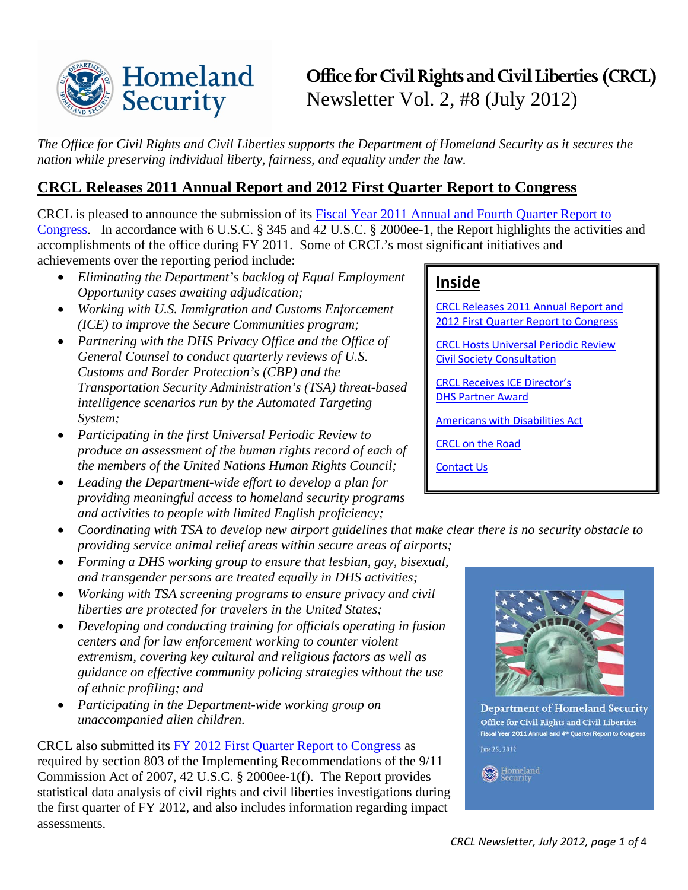# Office for Civil Rights and Civil Liberties (CRCL)

Newsletter Vol. 2, #8 (July 2012)

*The Office for Civil Rights and Civil Liberties supports the Department of Homeland Security as it secures the nation while preserving individual liberty, fairness, and equality under the law.*

## CRCL Releases 2011 Annual Report and 2012 First Quarter Report to Congress

CRCL is pleased to announce the submission of its Fiscal Year 2011 Annual and Fourth Quarter Report to Congress. In accordance with 6 U.S.C. § 345 and 42 U.S.C. § 2000ee-1, the Report highlights the activities and accomplishments of the office during FY 2011. Some of CRCL's most significant initiatives and achievements over the reporting period include:

- *Eliminating the Department's backlog of Equal Employment Opportunity cases awaiting adjudication;*
- *Working with U.S. Immigration and Customs Enforcement (ICE) to improve the Secure Communities program;*
- *Partnering with the DHS Privacy Office and the Office of General Counsel to conduct quarterly reviews of U.S. Customs and Border Protection's (CBP) and the Transportation Security Administration's (TSA) threat-based intelligence scenarios run by the Automated Targeting System;*
- *Participating in the first Universal Periodic Review to produce an assessment of the human rights record of each of the members of the United Nations Human Rights Council;*
- *Leading the Department-wide effort to develop a plan for providing meaningful access to homeland security programs and activities to people with limited English proficiency;*
- *Coordinating with TSA to develop new airport guidelines that make clear there is no security obstacle to providing service animal relief areas within secure areas of airports;*
- *Forming a DHS working group to ensure that lesbian, gay, bisexual, and transgender persons are treated equally in DHS activities;*
- *Working with TSA screening programs to ensure privacy and civil liberties are protected for travelers in the United States;*
- *Developing and conducting training for officials operating in fusion centers and for law enforcement working to counter violent extremism, covering key cultural and religious factors as well as guidance on effective community policing strategies without the use of ethnic profiling; and*
- *Participating in the Department-wide working group on unaccompanied alien children.*

**Inside**

- CRCL Releases 2011 Annual Report and 2012 First Quarter Report to Congress
- CRCL Hosts Universal Periodic Review Civil Society Consultation
- CRCL Receives ICE Director's DHS Partner Award
- Americans with Disabilities Act
- CRCL on the Road
- Contact Us

Department of Homeland Security
Office for Civil Rights and Civil Liberties
Fiscal Year 2011 Annual and 4th Quarter Report to Congress
June 25, 2012

CRCL also submitted its FY 2012 First Quarter Report to Congress as required by section 803 of the Implementing Recommendations of the 9/11 Commission Act of 2007, 42 U.S.C. § 2000ee-1(f). The Report provides statistical data analysis of civil rights and civil liberties investigations during the first quarter of FY 2012, and also includes information regarding impact assessments.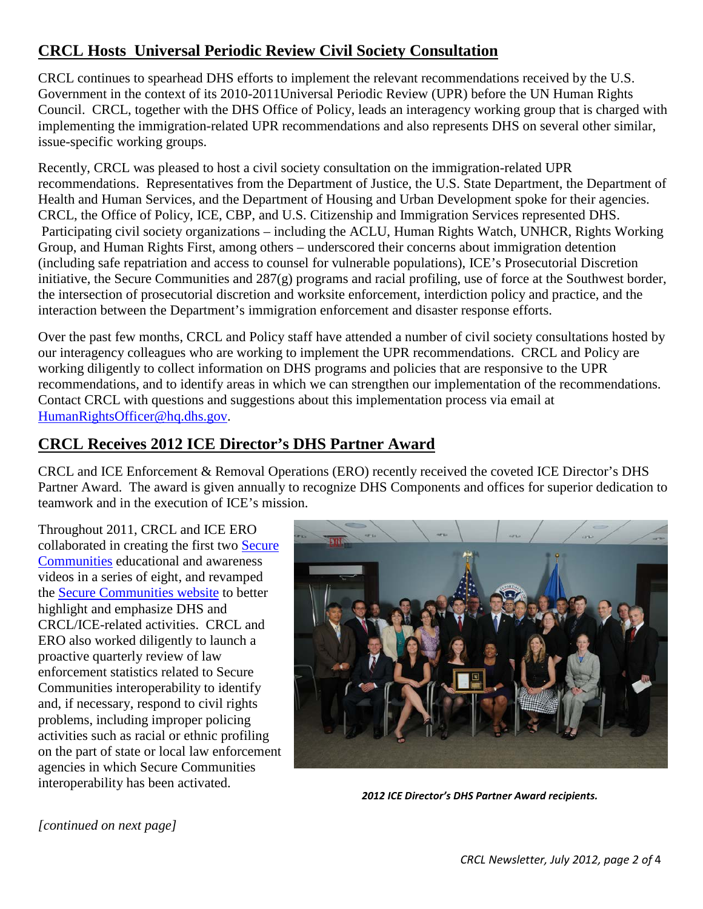## CRCL Hosts Universal Periodic Review Civil Society Consultation

CRCL continues to spearhead DHS efforts to implement the relevant recommendations received by the U.S. Government in the context of its 2010-2011Universal Periodic Review (UPR) before the UN Human Rights Council. CRCL, together with the DHS Office of Policy, leads an interagency working group that is charged with implementing the immigration-related UPR recommendations and also represents DHS on several other similar, issue-specific working groups.

Recently, CRCL was pleased to host a civil society consultation on the immigration-related UPR recommendations. Representatives from the Department of Justice, the U.S. State Department, the Department of Health and Human Services, and the Department of Housing and Urban Development spoke for their agencies. CRCL, the Office of Policy, ICE, CBP, and U.S. Citizenship and Immigration Services represented DHS. Participating civil society organizations – including the ACLU, Human Rights Watch, UNHCR, Rights Working Group, and Human Rights First, among others – underscored their concerns about immigration detention (including safe repatriation and access to counsel for vulnerable populations), ICE's Prosecutorial Discretion initiative, the Secure Communities and 287(g) programs and racial profiling, use of force at the Southwest border, the intersection of prosecutorial discretion and worksite enforcement, interdiction policy and practice, and the interaction between the Department's immigration enforcement and disaster response efforts.

Over the past few months, CRCL and Policy staff have attended a number of civil society consultations hosted by our interagency colleagues who are working to implement the UPR recommendations. CRCL and Policy are working diligently to collect information on DHS programs and policies that are responsive to the UPR recommendations, and to identify areas in which we can strengthen our implementation of the recommendations. Contact CRCL with questions and suggestions about this implementation process via email at HumanRightsOfficer@hq.dhs.gov.

## CRCL Receives 2012 ICE Director's DHS Partner Award

CRCL and ICE Enforcement & Removal Operations (ERO) recently received the coveted ICE Director's DHS Partner Award. The award is given annually to recognize DHS Components and offices for superior dedication to teamwork and in the execution of ICE's mission.

Throughout 2011, CRCL and ICE ERO collaborated in creating the first two Secure Communities educational and awareness videos in a series of eight, and revamped the Secure Communities website to better highlight and emphasize DHS and CRCL/ICE-related activities. CRCL and ERO also worked diligently to launch a proactive quarterly review of law enforcement statistics related to Secure Communities interoperability to identify and, if necessary, respond to civil rights problems, including improper policing activities such as racial or ethnic profiling on the part of state or local law enforcement agencies in which Secure Communities interoperability has been activated.

***2012 ICE Director's DHS Partner Award recipients.***

*[continued on next page]*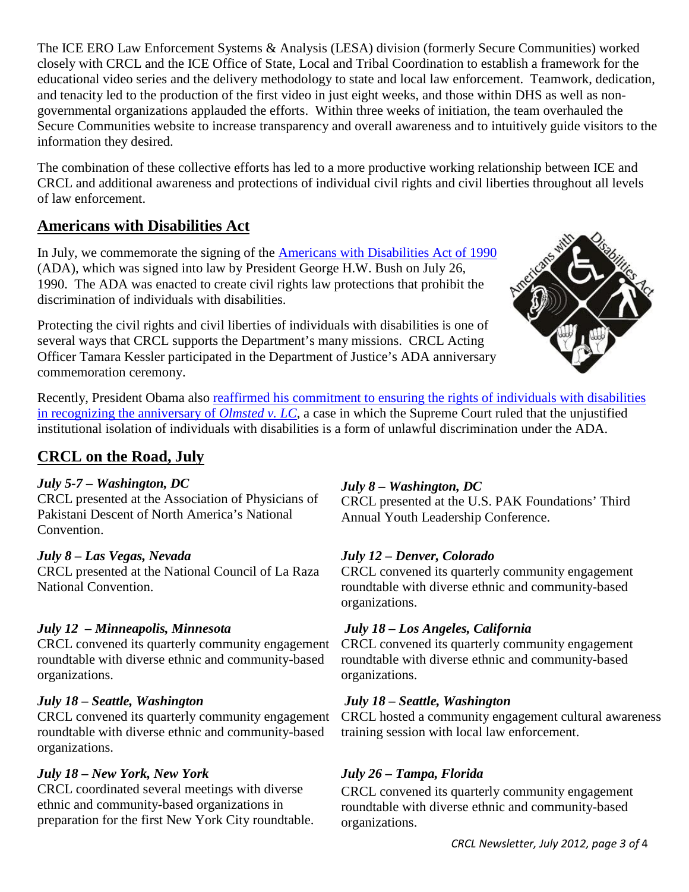The ICE ERO Law Enforcement Systems & Analysis (LESA) division (formerly Secure Communities) worked closely with CRCL and the ICE Office of State, Local and Tribal Coordination to establish a framework for the educational video series and the delivery methodology to state and local law enforcement. Teamwork, dedication, and tenacity led to the production of the first video in just eight weeks, and those within DHS as well as non-governmental organizations applauded the efforts. Within three weeks of initiation, the team overhauled the Secure Communities website to increase transparency and overall awareness and to intuitively guide visitors to the information they desired.

The combination of these collective efforts has led to a more productive working relationship between ICE and CRCL and additional awareness and protections of individual civil rights and civil liberties throughout all levels of law enforcement.

## Americans with Disabilities Act

In July, we commemorate the signing of the Americans with Disabilities Act of 1990 (ADA), which was signed into law by President George H.W. Bush on July 26, 1990. The ADA was enacted to create civil rights law protections that prohibit the discrimination of individuals with disabilities.

Protecting the civil rights and civil liberties of individuals with disabilities is one of several ways that CRCL supports the Department's many missions. CRCL Acting Officer Tamara Kessler participated in the Department of Justice's ADA anniversary commemoration ceremony.

Recently, President Obama also reaffirmed his commitment to ensuring the rights of individuals with disabilities in recognizing the anniversary of *Olmsted v. LC*, a case in which the Supreme Court ruled that the unjustified institutional isolation of individuals with disabilities is a form of unlawful discrimination under the ADA.

## CRCL on the Road, July

***July 5-7 – Washington, DC***
CRCL presented at the Association of Physicians of Pakistani Descent of North America's National Convention.

***July 8 – Las Vegas, Nevada***
CRCL presented at the National Council of La Raza National Convention.

***July 12 – Minneapolis, Minnesota***
CRCL convened its quarterly community engagement roundtable with diverse ethnic and community-based organizations.

***July 18 – Seattle, Washington***
CRCL convened its quarterly community engagement roundtable with diverse ethnic and community-based organizations.

***July 18 – New York, New York***
CRCL coordinated several meetings with diverse ethnic and community-based organizations in preparation for the first New York City roundtable.

***July 8 – Washington, DC***
CRCL presented at the U.S. PAK Foundations' Third Annual Youth Leadership Conference.

***July 12 – Denver, Colorado***
CRCL convened its quarterly community engagement roundtable with diverse ethnic and community-based organizations.

***July 18 – Los Angeles, California***
CRCL convened its quarterly community engagement roundtable with diverse ethnic and community-based organizations.

***July 18 – Seattle, Washington***
CRCL hosted a community engagement cultural awareness training session with local law enforcement.

***July 26 – Tampa, Florida***
CRCL convened its quarterly community engagement roundtable with diverse ethnic and community-based organizations.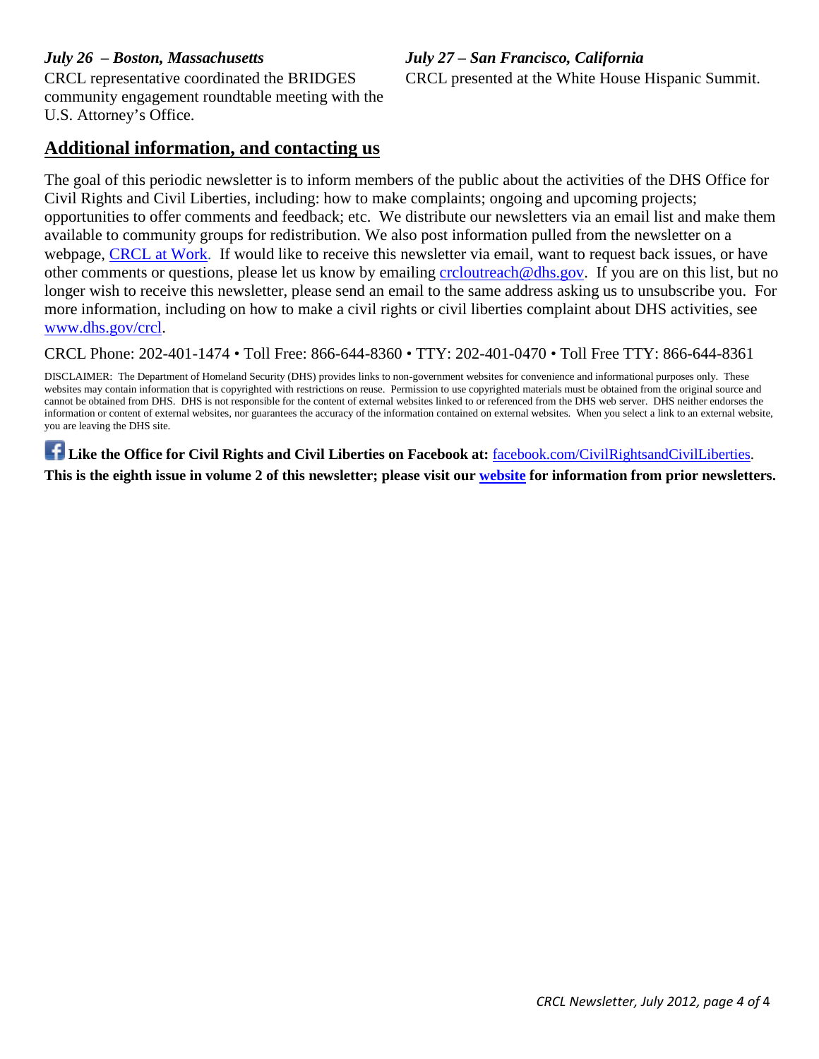***July 26 – Boston, Massachusetts***

CRCL representative coordinated the BRIDGES community engagement roundtable meeting with the U.S. Attorney's Office.

***July 27 – San Francisco, California***

CRCL presented at the White House Hispanic Summit.

## Additional information, and contacting us

The goal of this periodic newsletter is to inform members of the public about the activities of the DHS Office for Civil Rights and Civil Liberties, including: how to make complaints; ongoing and upcoming projects; opportunities to offer comments and feedback; etc. We distribute our newsletters via an email list and make them available to community groups for redistribution. We also post information pulled from the newsletter on a webpage, CRCL at Work. If would like to receive this newsletter via email, want to request back issues, or have other comments or questions, please let us know by emailing crcloutreach@dhs.gov. If you are on this list, but no longer wish to receive this newsletter, please send an email to the same address asking us to unsubscribe you. For more information, including on how to make a civil rights or civil liberties complaint about DHS activities, see www.dhs.gov/crcl.

CRCL Phone: 202-401-1474 • Toll Free: 866-644-8360 • TTY: 202-401-0470 • Toll Free TTY: 866-644-8361

DISCLAIMER: The Department of Homeland Security (DHS) provides links to non-government websites for convenience and informational purposes only. These websites may contain information that is copyrighted with restrictions on reuse. Permission to use copyrighted materials must be obtained from the original source and cannot be obtained from DHS. DHS is not responsible for the content of external websites linked to or referenced from the DHS web server. DHS neither endorses the information or content of external websites, nor guarantees the accuracy of the information contained on external websites. When you select a link to an external website, you are leaving the DHS site.

**Like the Office for Civil Rights and Civil Liberties on Facebook at:** facebook.com/CivilRightsandCivilLiberties.

**This is the eighth issue in volume 2 of this newsletter; please visit our website for information from prior newsletters.**